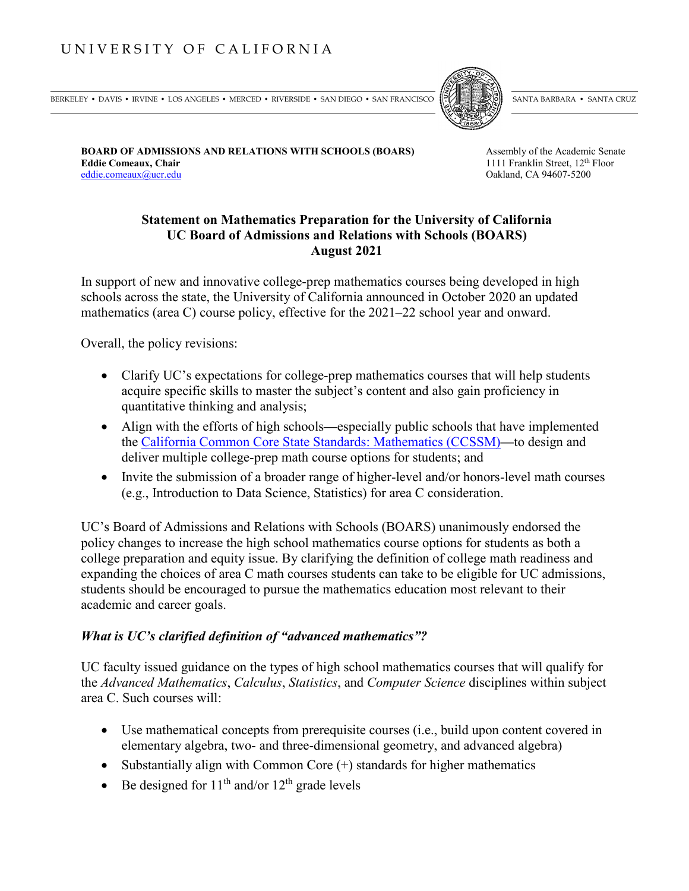UNIVERSITY OF CALIFORNIA

BERKELEY • DAVIS • IRVINE • LOS ANGELES • MERCED • RIVERSIDE • SAN DIEGO • SAN FRANCISCO | SANTA BARBARA • SANTA CRUZ

**BOARD OF ADMISSIONS AND RELATIONS WITH SCHOOLS (BOARS)**
**Eddie Comeaux, Chair**
eddie.comeaux@ucr.edu

Assembly of the Academic Senate
1111 Franklin Street, 12th Floor
Oakland, CA 94607-5200

## Statement on Mathematics Preparation for the University of California
## UC Board of Admissions and Relations with Schools (BOARS)
## August 2021

In support of new and innovative college-prep mathematics courses being developed in high schools across the state, the University of California announced in October 2020 an updated mathematics (area C) course policy, effective for the 2021–22 school year and onward.

Overall, the policy revisions:

- Clarify UC's expectations for college-prep mathematics courses that will help students acquire specific skills to master the subject's content and also gain proficiency in quantitative thinking and analysis;
- Align with the efforts of high schools—especially public schools that have implemented the [California Common Core State Standards: Mathematics (CCSSM)](#)—to design and deliver multiple college-prep math course options for students; and
- Invite the submission of a broader range of higher-level and/or honors-level math courses (e.g., Introduction to Data Science, Statistics) for area C consideration.

UC's Board of Admissions and Relations with Schools (BOARS) unanimously endorsed the policy changes to increase the high school mathematics course options for students as both a college preparation and equity issue. By clarifying the definition of college math readiness and expanding the choices of area C math courses students can take to be eligible for UC admissions, students should be encouraged to pursue the mathematics education most relevant to their academic and career goals.

### *What is UC's clarified definition of "advanced mathematics"?*

UC faculty issued guidance on the types of high school mathematics courses that will qualify for the *Advanced Mathematics*, *Calculus*, *Statistics*, and *Computer Science* disciplines within subject area C. Such courses will:

- Use mathematical concepts from prerequisite courses (i.e., build upon content covered in elementary algebra, two- and three-dimensional geometry, and advanced algebra)
- Substantially align with Common Core (+) standards for higher mathematics
- Be designed for 11th and/or 12th grade levels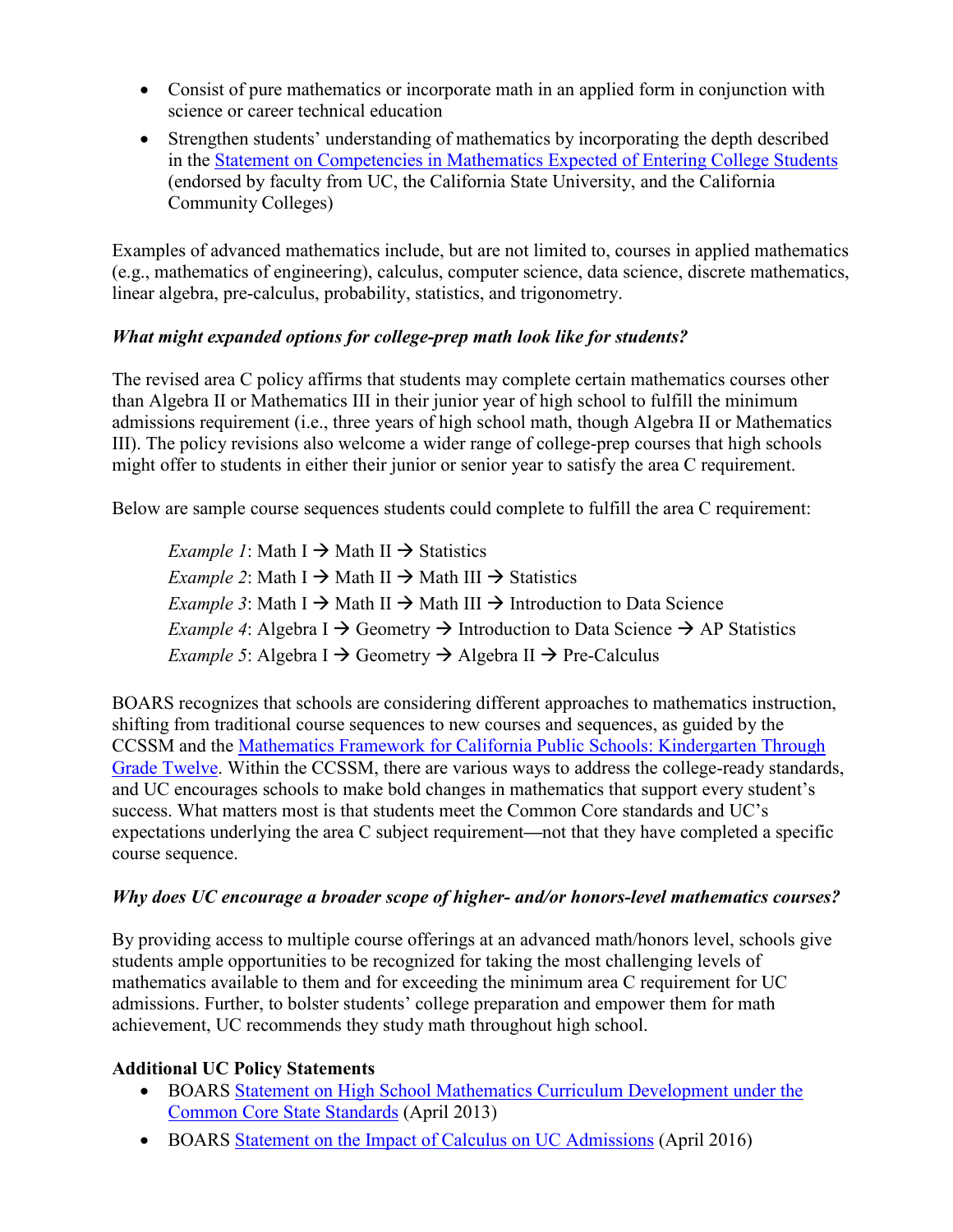- Consist of pure mathematics or incorporate math in an applied form in conjunction with science or career technical education
- Strengthen students' understanding of mathematics by incorporating the depth described in the [Statement on Competencies in Mathematics Expected of Entering College Students] (endorsed by faculty from UC, the California State University, and the California Community Colleges)

Examples of advanced mathematics include, but are not limited to, courses in applied mathematics (e.g., mathematics of engineering), calculus, computer science, data science, discrete mathematics, linear algebra, pre-calculus, probability, statistics, and trigonometry.

***What might expanded options for college-prep math look like for students?***

The revised area C policy affirms that students may complete certain mathematics courses other than Algebra II or Mathematics III in their junior year of high school to fulfill the minimum admissions requirement (i.e., three years of high school math, though Algebra II or Mathematics III). The policy revisions also welcome a wider range of college-prep courses that high schools might offer to students in either their junior or senior year to satisfy the area C requirement.

Below are sample course sequences students could complete to fulfill the area C requirement:

*Example 1*: Math I → Math II → Statistics
*Example 2*: Math I → Math II → Math III → Statistics
*Example 3*: Math I → Math II → Math III → Introduction to Data Science
*Example 4*: Algebra I → Geometry → Introduction to Data Science → AP Statistics
*Example 5*: Algebra I → Geometry → Algebra II → Pre-Calculus

BOARS recognizes that schools are considering different approaches to mathematics instruction, shifting from traditional course sequences to new courses and sequences, as guided by the CCSSM and the [Mathematics Framework for California Public Schools: Kindergarten Through Grade Twelve]. Within the CCSSM, there are various ways to address the college-ready standards, and UC encourages schools to make bold changes in mathematics that support every student's success. What matters most is that students meet the Common Core standards and UC's expectations underlying the area C subject requirement—not that they have completed a specific course sequence.

***Why does UC encourage a broader scope of higher- and/or honors-level mathematics courses?***

By providing access to multiple course offerings at an advanced math/honors level, schools give students ample opportunities to be recognized for taking the most challenging levels of mathematics available to them and for exceeding the minimum area C requirement for UC admissions. Further, to bolster students' college preparation and empower them for math achievement, UC recommends they study math throughout high school.

**Additional UC Policy Statements**

- BOARS [Statement on High School Mathematics Curriculum Development under the Common Core State Standards] (April 2013)
- BOARS [Statement on the Impact of Calculus on UC Admissions] (April 2016)